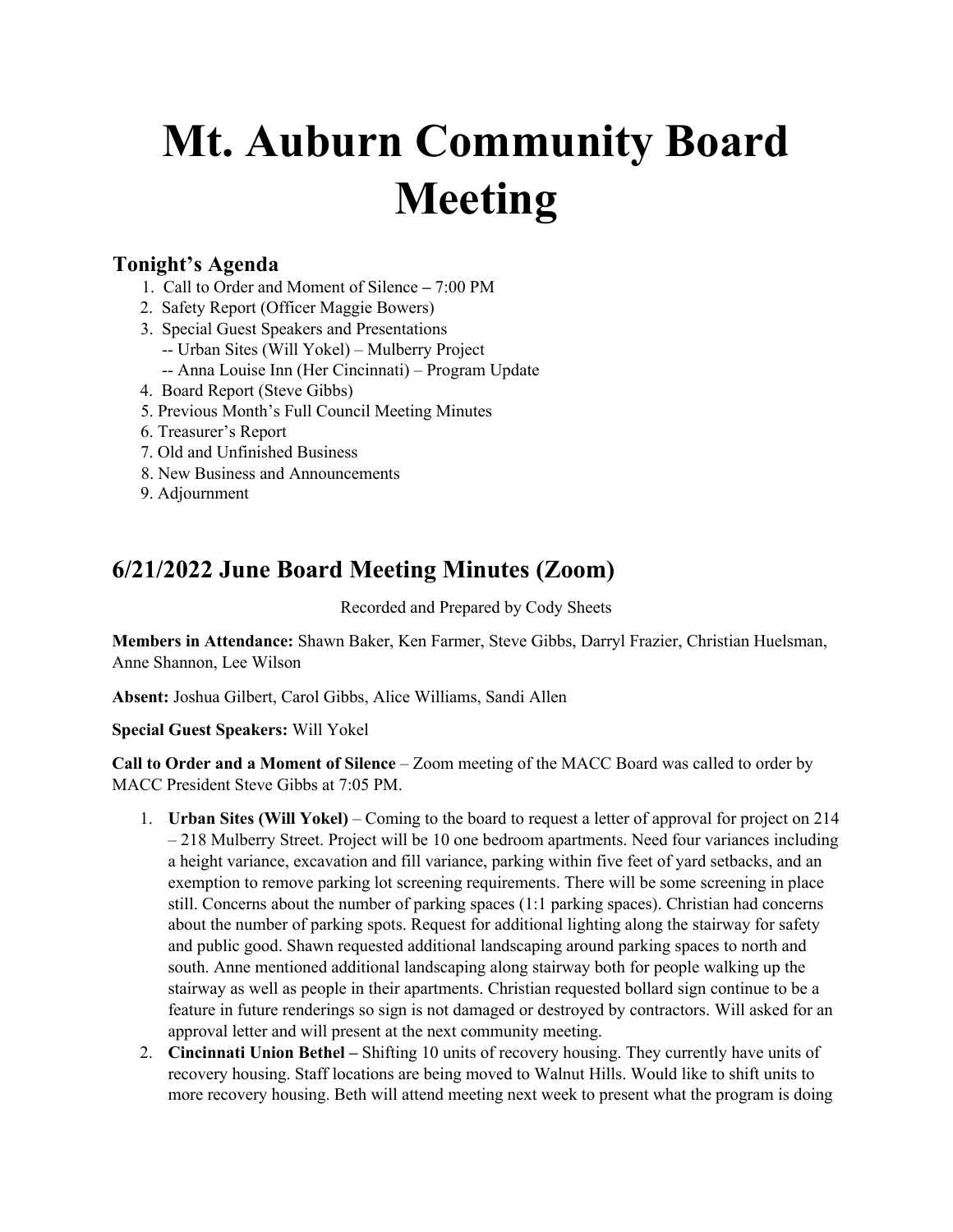# Mt. Auburn Community Board Meeting

## Tonight's Agenda

1. Call to Order and Moment of Silence – 7:00 PM
2. Safety Report (Officer Maggie Bowers)
3. Special Guest Speakers and Presentations
   -- Urban Sites (Will Yokel) – Mulberry Project
   -- Anna Louise Inn (Her Cincinnati) – Program Update
4. Board Report (Steve Gibbs)
5. Previous Month's Full Council Meeting Minutes
6. Treasurer's Report
7. Old and Unfinished Business
8. New Business and Announcements
9. Adjournment

## 6/21/2022 June Board Meeting Minutes (Zoom)

Recorded and Prepared by Cody Sheets

**Members in Attendance:** Shawn Baker, Ken Farmer, Steve Gibbs, Darryl Frazier, Christian Huelsman, Anne Shannon, Lee Wilson

**Absent:** Joshua Gilbert, Carol Gibbs, Alice Williams, Sandi Allen

**Special Guest Speakers:** Will Yokel

**Call to Order and a Moment of Silence** – Zoom meeting of the MACC Board was called to order by MACC President Steve Gibbs at 7:05 PM.

1. **Urban Sites (Will Yokel)** – Coming to the board to request a letter of approval for project on 214 – 218 Mulberry Street. Project will be 10 one bedroom apartments. Need four variances including a height variance, excavation and fill variance, parking within five feet of yard setbacks, and an exemption to remove parking lot screening requirements. There will be some screening in place still. Concerns about the number of parking spaces (1:1 parking spaces). Christian had concerns about the number of parking spots. Request for additional lighting along the stairway for safety and public good. Shawn requested additional landscaping around parking spaces to north and south. Anne mentioned additional landscaping along stairway both for people walking up the stairway as well as people in their apartments. Christian requested bollard sign continue to be a feature in future renderings so sign is not damaged or destroyed by contractors. Will asked for an approval letter and will present at the next community meeting.
2. **Cincinnati Union Bethel –** Shifting 10 units of recovery housing. They currently have units of recovery housing. Staff locations are being moved to Walnut Hills. Would like to shift units to more recovery housing. Beth will attend meeting next week to present what the program is doing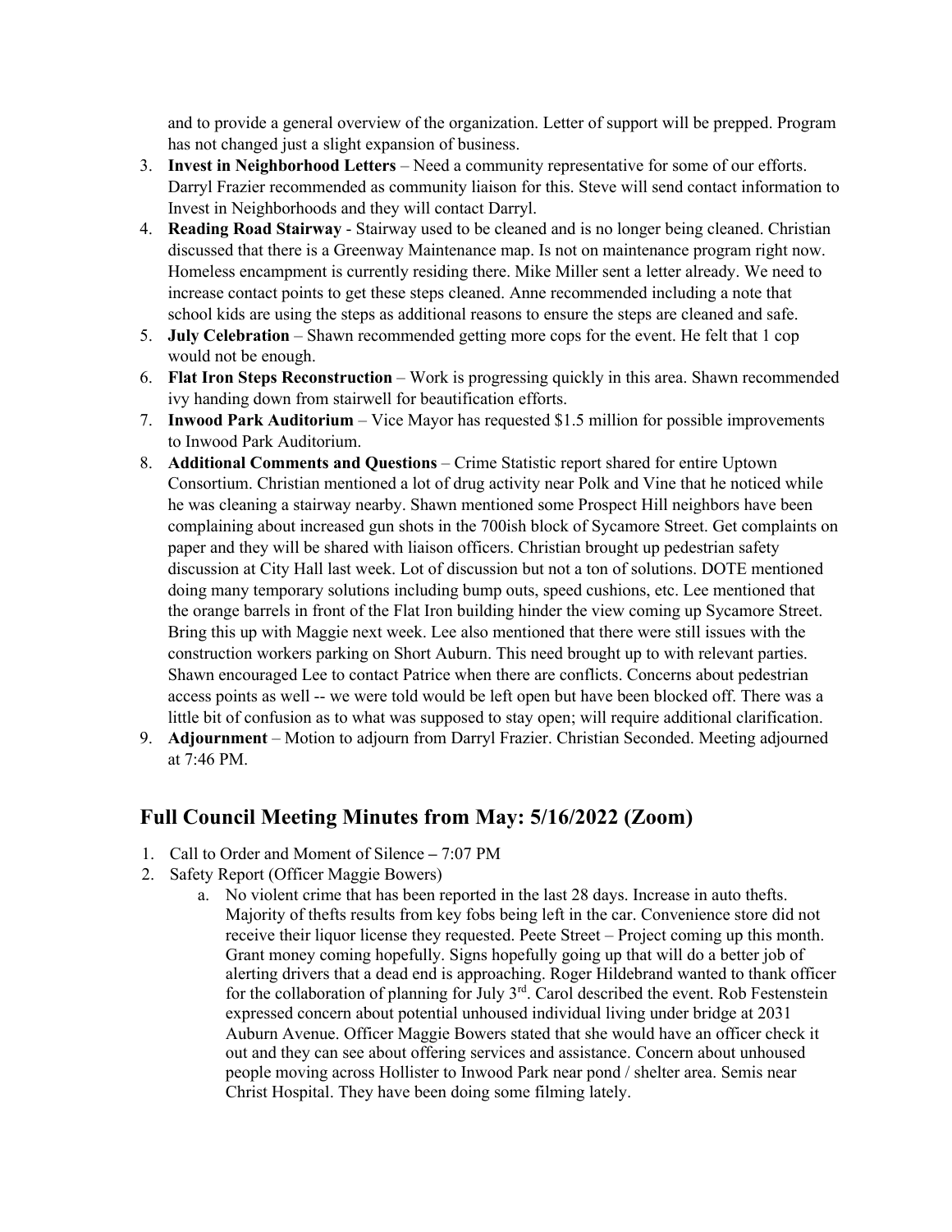and to provide a general overview of the organization. Letter of support will be prepped. Program has not changed just a slight expansion of business.

3. **Invest in Neighborhood Letters** – Need a community representative for some of our efforts. Darryl Frazier recommended as community liaison for this. Steve will send contact information to Invest in Neighborhoods and they will contact Darryl.
4. **Reading Road Stairway** - Stairway used to be cleaned and is no longer being cleaned. Christian discussed that there is a Greenway Maintenance map. Is not on maintenance program right now. Homeless encampment is currently residing there. Mike Miller sent a letter already. We need to increase contact points to get these steps cleaned. Anne recommended including a note that school kids are using the steps as additional reasons to ensure the steps are cleaned and safe.
5. **July Celebration** – Shawn recommended getting more cops for the event. He felt that 1 cop would not be enough.
6. **Flat Iron Steps Reconstruction** – Work is progressing quickly in this area. Shawn recommended ivy handing down from stairwell for beautification efforts.
7. **Inwood Park Auditorium** – Vice Mayor has requested $1.5 million for possible improvements to Inwood Park Auditorium.
8. **Additional Comments and Questions** – Crime Statistic report shared for entire Uptown Consortium. Christian mentioned a lot of drug activity near Polk and Vine that he noticed while he was cleaning a stairway nearby. Shawn mentioned some Prospect Hill neighbors have been complaining about increased gun shots in the 700ish block of Sycamore Street. Get complaints on paper and they will be shared with liaison officers. Christian brought up pedestrian safety discussion at City Hall last week. Lot of discussion but not a ton of solutions. DOTE mentioned doing many temporary solutions including bump outs, speed cushions, etc. Lee mentioned that the orange barrels in front of the Flat Iron building hinder the view coming up Sycamore Street. Bring this up with Maggie next week. Lee also mentioned that there were still issues with the construction workers parking on Short Auburn. This need brought up to with relevant parties. Shawn encouraged Lee to contact Patrice when there are conflicts. Concerns about pedestrian access points as well -- we were told would be left open but have been blocked off. There was a little bit of confusion as to what was supposed to stay open; will require additional clarification.
9. **Adjournment** – Motion to adjourn from Darryl Frazier. Christian Seconded. Meeting adjourned at 7:46 PM.

## Full Council Meeting Minutes from May: 5/16/2022 (Zoom)

1. Call to Order and Moment of Silence – 7:07 PM
2. Safety Report (Officer Maggie Bowers)
   a. No violent crime that has been reported in the last 28 days. Increase in auto thefts. Majority of thefts results from key fobs being left in the car. Convenience store did not receive their liquor license they requested. Peete Street – Project coming up this month. Grant money coming hopefully. Signs hopefully going up that will do a better job of alerting drivers that a dead end is approaching. Roger Hildebrand wanted to thank officer for the collaboration of planning for July 3rd. Carol described the event. Rob Festenstein expressed concern about potential unhoused individual living under bridge at 2031 Auburn Avenue. Officer Maggie Bowers stated that she would have an officer check it out and they can see about offering services and assistance. Concern about unhoused people moving across Hollister to Inwood Park near pond / shelter area. Semis near Christ Hospital. They have been doing some filming lately.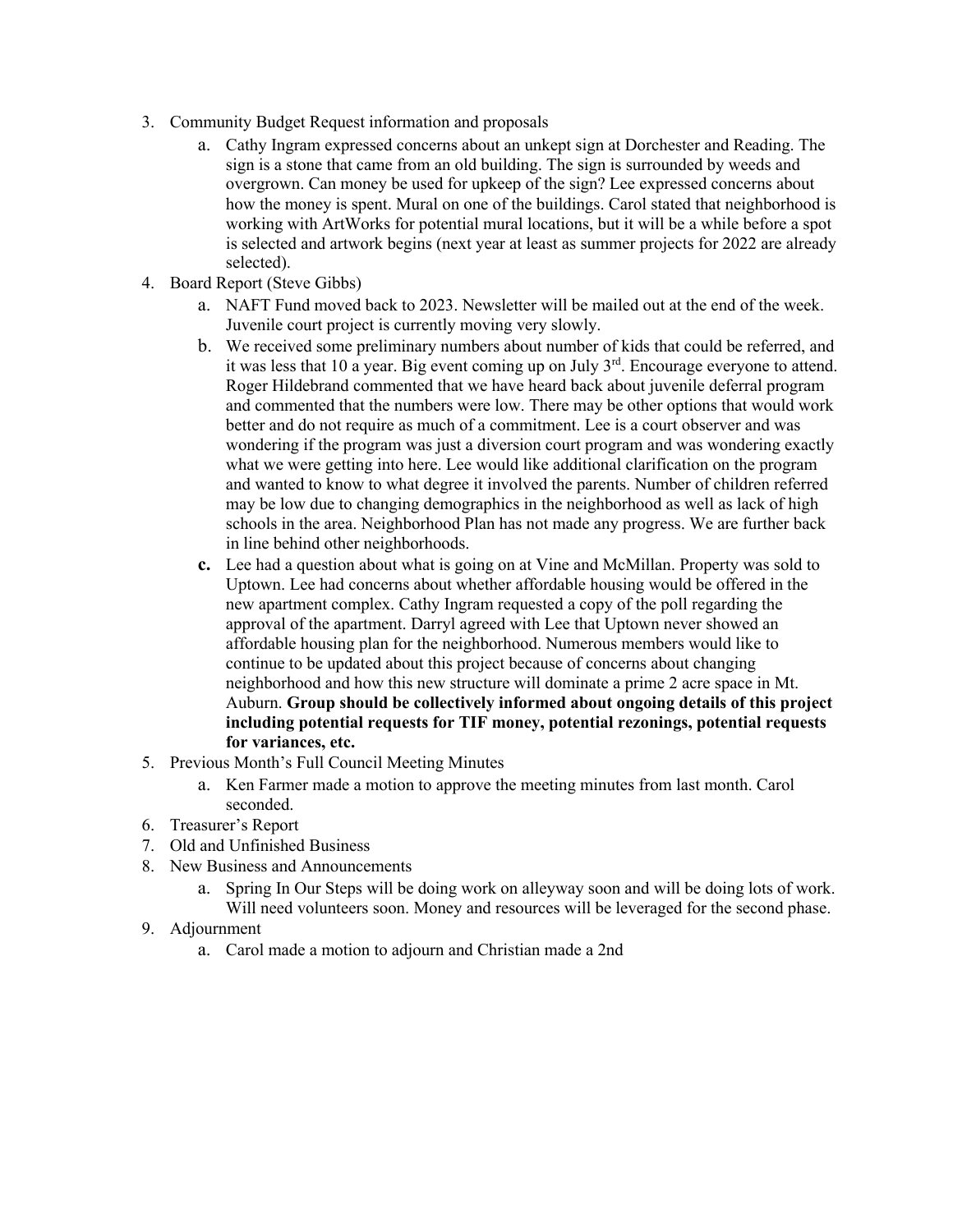3. Community Budget Request information and proposals
    a. Cathy Ingram expressed concerns about an unkept sign at Dorchester and Reading. The sign is a stone that came from an old building. The sign is surrounded by weeds and overgrown. Can money be used for upkeep of the sign? Lee expressed concerns about how the money is spent. Mural on one of the buildings. Carol stated that neighborhood is working with ArtWorks for potential mural locations, but it will be a while before a spot is selected and artwork begins (next year at least as summer projects for 2022 are already selected).
4. Board Report (Steve Gibbs)
    a. NAFT Fund moved back to 2023. Newsletter will be mailed out at the end of the week. Juvenile court project is currently moving very slowly.
    b. We received some preliminary numbers about number of kids that could be referred, and it was less that 10 a year. Big event coming up on July 3rd. Encourage everyone to attend. Roger Hildebrand commented that we have heard back about juvenile deferral program and commented that the numbers were low. There may be other options that would work better and do not require as much of a commitment. Lee is a court observer and was wondering if the program was just a diversion court program and was wondering exactly what we were getting into here. Lee would like additional clarification on the program and wanted to know to what degree it involved the parents. Number of children referred may be low due to changing demographics in the neighborhood as well as lack of high schools in the area. Neighborhood Plan has not made any progress. We are further back in line behind other neighborhoods.
    c. Lee had a question about what is going on at Vine and McMillan. Property was sold to Uptown. Lee had concerns about whether affordable housing would be offered in the new apartment complex. Cathy Ingram requested a copy of the poll regarding the approval of the apartment. Darryl agreed with Lee that Uptown never showed an affordable housing plan for the neighborhood. Numerous members would like to continue to be updated about this project because of concerns about changing neighborhood and how this new structure will dominate a prime 2 acre space in Mt. Auburn. **Group should be collectively informed about ongoing details of this project including potential requests for TIF money, potential rezonings, potential requests for variances, etc.**
5. Previous Month's Full Council Meeting Minutes
    a. Ken Farmer made a motion to approve the meeting minutes from last month. Carol seconded.
6. Treasurer's Report
7. Old and Unfinished Business
8. New Business and Announcements
    a. Spring In Our Steps will be doing work on alleyway soon and will be doing lots of work. Will need volunteers soon. Money and resources will be leveraged for the second phase.
9. Adjournment
    a. Carol made a motion to adjourn and Christian made a 2nd